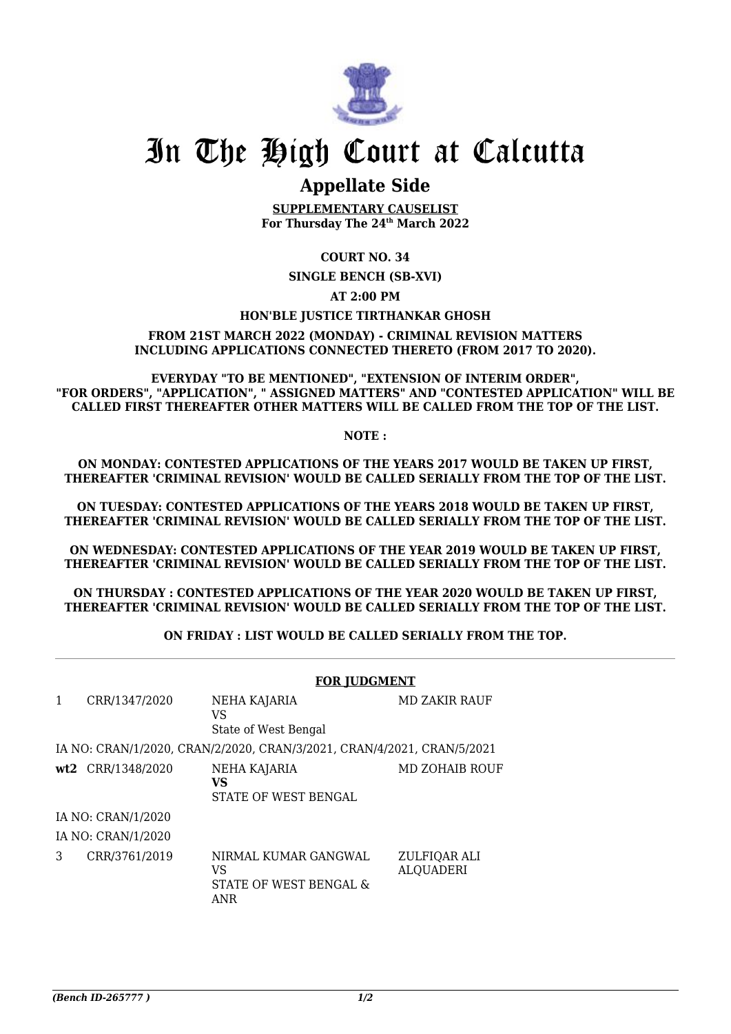# In The High Court at Calcutta

## Appellate Side

**SUPPLEMENTARY CAUSELIST**
**For Thursday The 24th March 2022**

**COURT NO. 34**

**SINGLE BENCH (SB-XVI)**

**AT 2:00 PM**

**HON'BLE JUSTICE TIRTHANKAR GHOSH**

**FROM 21ST MARCH 2022 (MONDAY) - CRIMINAL REVISION MATTERS INCLUDING APPLICATIONS CONNECTED THERETO (FROM 2017 TO 2020).**

**EVERYDAY "TO BE MENTIONED", "EXTENSION OF INTERIM ORDER", "FOR ORDERS", "APPLICATION", " ASSIGNED MATTERS" AND "CONTESTED APPLICATION" WILL BE CALLED FIRST THEREAFTER OTHER MATTERS WILL BE CALLED FROM THE TOP OF THE LIST.**

**NOTE :**

**ON MONDAY: CONTESTED APPLICATIONS OF THE YEARS 2017 WOULD BE TAKEN UP FIRST, THEREAFTER 'CRIMINAL REVISION' WOULD BE CALLED SERIALLY FROM THE TOP OF THE LIST.**

**ON TUESDAY: CONTESTED APPLICATIONS OF THE YEARS 2018 WOULD BE TAKEN UP FIRST, THEREAFTER 'CRIMINAL REVISION' WOULD BE CALLED SERIALLY FROM THE TOP OF THE LIST.**

**ON WEDNESDAY: CONTESTED APPLICATIONS OF THE YEAR 2019 WOULD BE TAKEN UP FIRST, THEREAFTER 'CRIMINAL REVISION' WOULD BE CALLED SERIALLY FROM THE TOP OF THE LIST.**

**ON THURSDAY : CONTESTED APPLICATIONS OF THE YEAR 2020 WOULD BE TAKEN UP FIRST, THEREAFTER 'CRIMINAL REVISION' WOULD BE CALLED SERIALLY FROM THE TOP OF THE LIST.**

**ON FRIDAY : LIST WOULD BE CALLED SERIALLY FROM THE TOP.**

**FOR JUDGMENT**

| | | | |
|---|---|---|---|
| 1 | CRR/1347/2020 | NEHA KAJARIA<br>VS<br>State of West Bengal | MD ZAKIR RAUF |
| IA NO: CRAN/1/2020, CRAN/2/2020, CRAN/3/2021, CRAN/4/2021, CRAN/5/2021 | | | |
| **wt2** | CRR/1348/2020 | NEHA KAJARIA<br>**VS**<br>STATE OF WEST BENGAL | MD ZOHAIB ROUF |
| IA NO: CRAN/1/2020 | | | |
| IA NO: CRAN/1/2020 | | | |
| 3 | CRR/3761/2019 | NIRMAL KUMAR GANGWAL<br>VS<br>STATE OF WEST BENGAL & ANR | ZULFIQAR ALI ALQUADERI |

*(Bench ID-265777 )*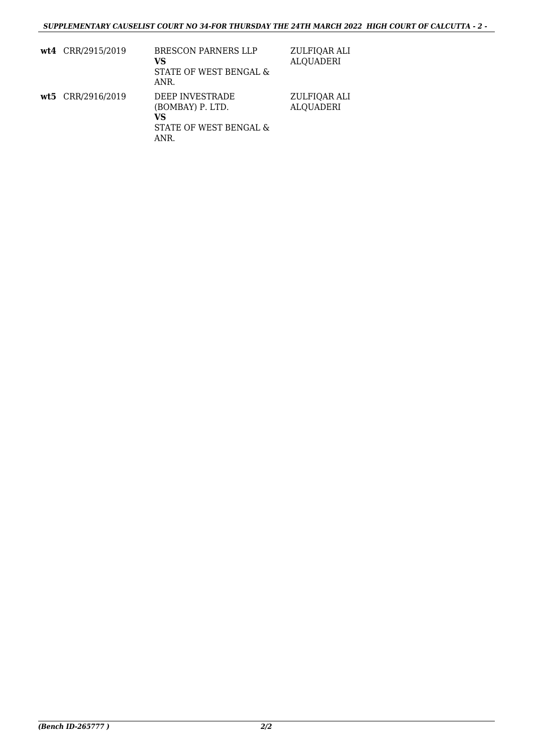| | | | |
|---|---|---|---|
| **wt4** | CRR/2915/2019 | BRESCON PARNERS LLP **VS** STATE OF WEST BENGAL & ANR. | ZULFIQAR ALI ALQUADERI |
| **wt5** | CRR/2916/2019 | DEEP INVESTRADE (BOMBAY) P. LTD. **VS** STATE OF WEST BENGAL & ANR. | ZULFIQAR ALI ALQUADERI |

*(Bench ID-265777 )*